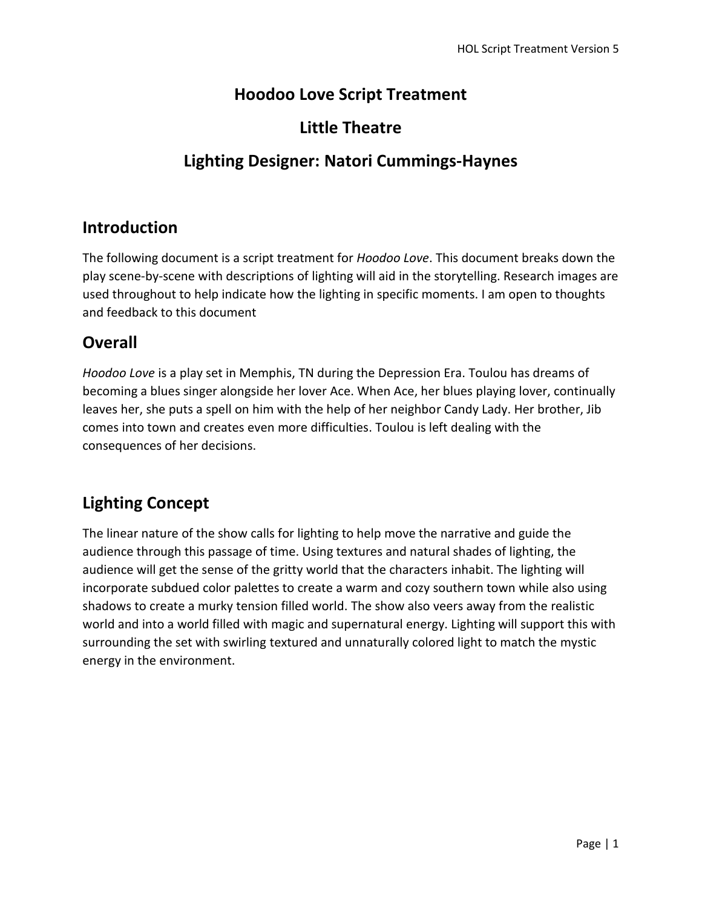# Hoodoo Love Script Treatment

# Little Theatre

# Lighting Designer: Natori Cummings-Haynes

## Introduction

The following document is a script treatment for *Hoodoo Love*. This document breaks down the play scene-by-scene with descriptions of lighting will aid in the storytelling. Research images are used throughout to help indicate how the lighting in specific moments. I am open to thoughts and feedback to this document

## Overall

*Hoodoo Love* is a play set in Memphis, TN during the Depression Era. Toulou has dreams of becoming a blues singer alongside her lover Ace. When Ace, her blues playing lover, continually leaves her, she puts a spell on him with the help of her neighbor Candy Lady. Her brother, Jib comes into town and creates even more difficulties. Toulou is left dealing with the consequences of her decisions.

## Lighting Concept

The linear nature of the show calls for lighting to help move the narrative and guide the audience through this passage of time. Using textures and natural shades of lighting, the audience will get the sense of the gritty world that the characters inhabit. The lighting will incorporate subdued color palettes to create a warm and cozy southern town while also using shadows to create a murky tension filled world. The show also veers away from the realistic world and into a world filled with magic and supernatural energy. Lighting will support this with surrounding the set with swirling textured and unnaturally colored light to match the mystic energy in the environment.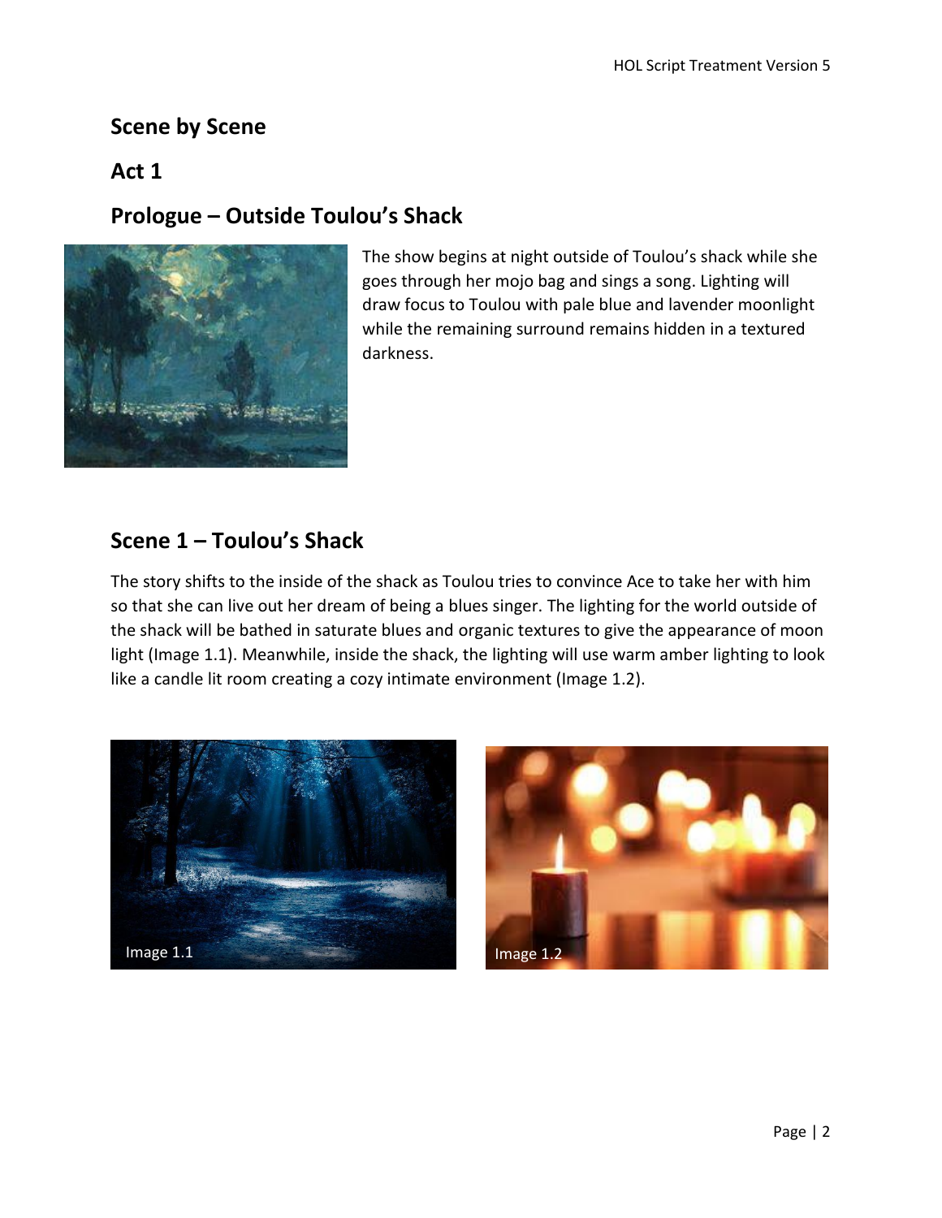## Scene by Scene

## Act 1

## Prologue – Outside Toulou's Shack

The show begins at night outside of Toulou's shack while she goes through her mojo bag and sings a song. Lighting will draw focus to Toulou with pale blue and lavender moonlight while the remaining surround remains hidden in a textured darkness.

## Scene 1 – Toulou's Shack

The story shifts to the inside of the shack as Toulou tries to convince Ace to take her with him so that she can live out her dream of being a blues singer. The lighting for the world outside of the shack will be bathed in saturate blues and organic textures to give the appearance of moon light (Image 1.1). Meanwhile, inside the shack, the lighting will use warm amber lighting to look like a candle lit room creating a cozy intimate environment (Image 1.2).

Image 1.1

Image 1.2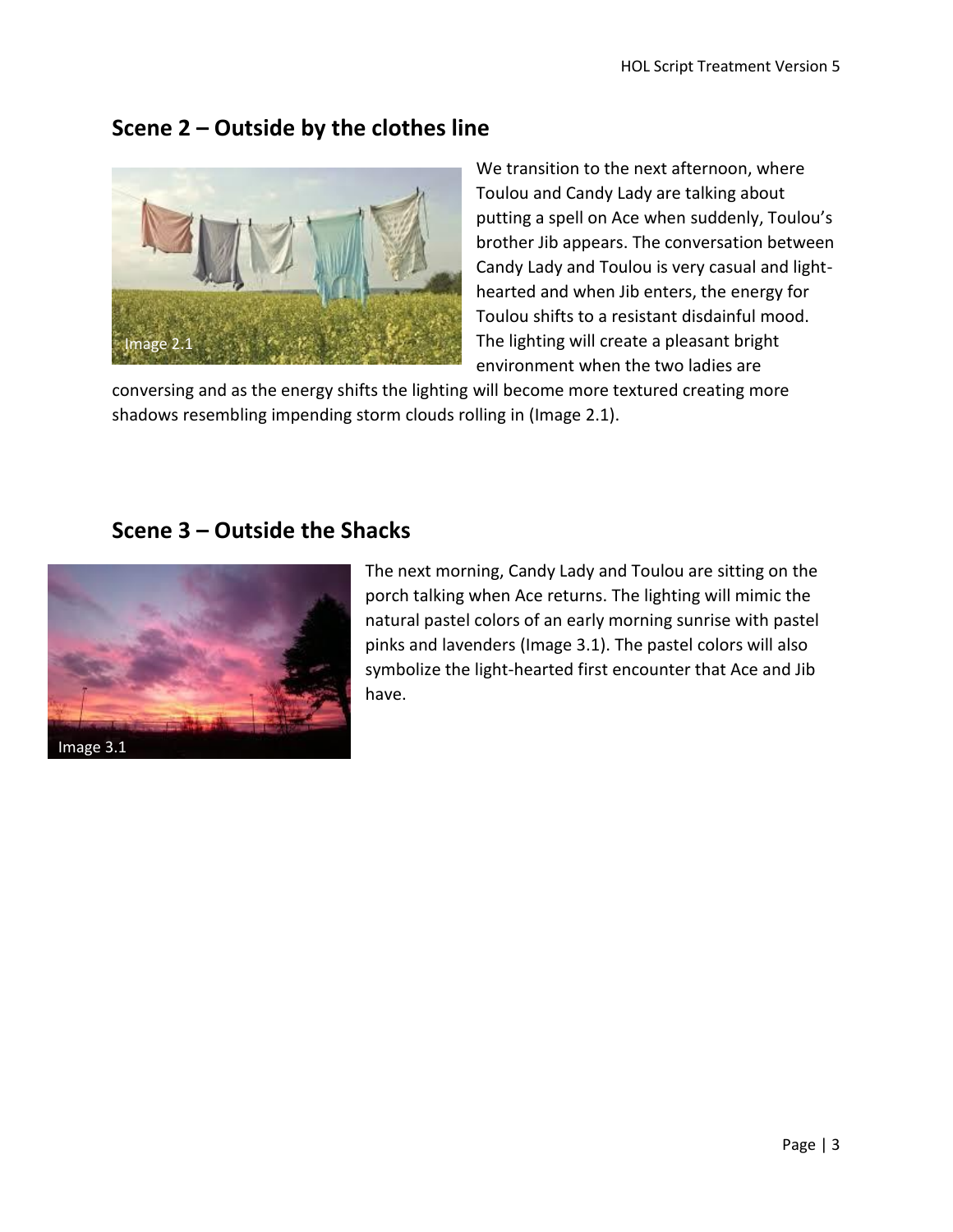## Scene 2 – Outside by the clothes line

Image 2.1

We transition to the next afternoon, where Toulou and Candy Lady are talking about putting a spell on Ace when suddenly, Toulou's brother Jib appears. The conversation between Candy Lady and Toulou is very casual and light-hearted and when Jib enters, the energy for Toulou shifts to a resistant disdainful mood. The lighting will create a pleasant bright environment when the two ladies are conversing and as the energy shifts the lighting will become more textured creating more shadows resembling impending storm clouds rolling in (Image 2.1).

## Scene 3 – Outside the Shacks

Image 3.1

The next morning, Candy Lady and Toulou are sitting on the porch talking when Ace returns. The lighting will mimic the natural pastel colors of an early morning sunrise with pastel pinks and lavenders (Image 3.1). The pastel colors will also symbolize the light-hearted first encounter that Ace and Jib have.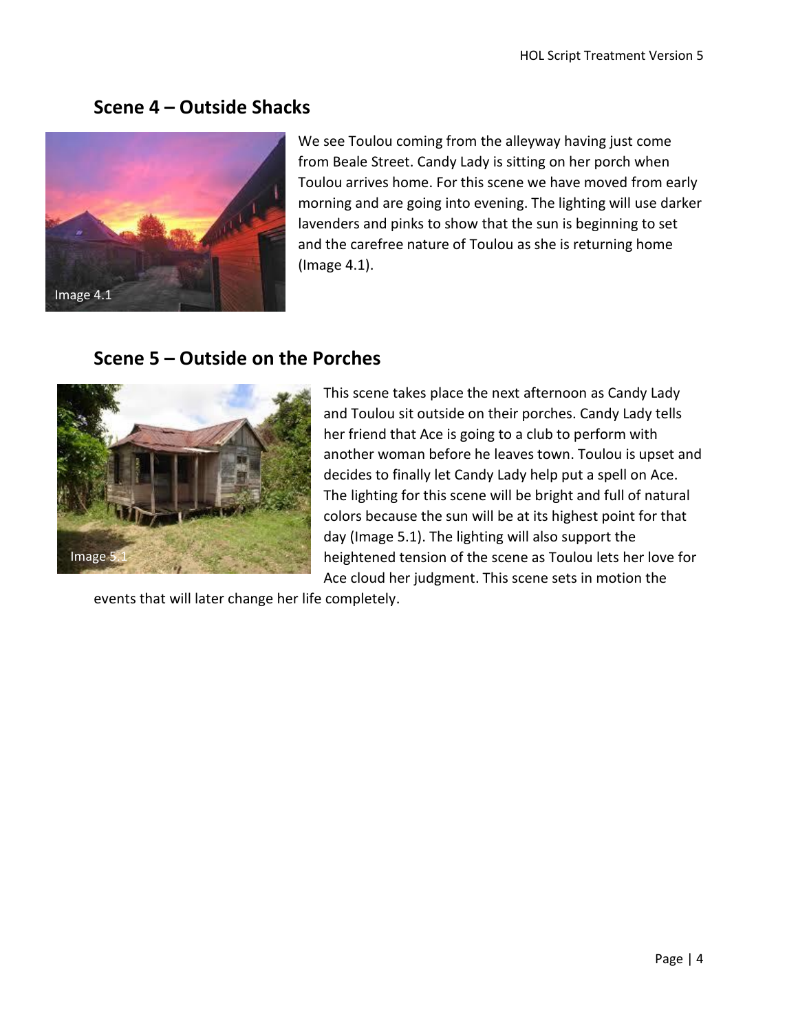## Scene 4 – Outside Shacks

Image 4.1

We see Toulou coming from the alleyway having just come from Beale Street. Candy Lady is sitting on her porch when Toulou arrives home. For this scene we have moved from early morning and are going into evening. The lighting will use darker lavenders and pinks to show that the sun is beginning to set and the carefree nature of Toulou as she is returning home (Image 4.1).

## Scene 5 – Outside on the Porches

Image 5.1

This scene takes place the next afternoon as Candy Lady and Toulou sit outside on their porches. Candy Lady tells her friend that Ace is going to a club to perform with another woman before he leaves town. Toulou is upset and decides to finally let Candy Lady help put a spell on Ace. The lighting for this scene will be bright and full of natural colors because the sun will be at its highest point for that day (Image 5.1). The lighting will also support the heightened tension of the scene as Toulou lets her love for Ace cloud her judgment. This scene sets in motion the events that will later change her life completely.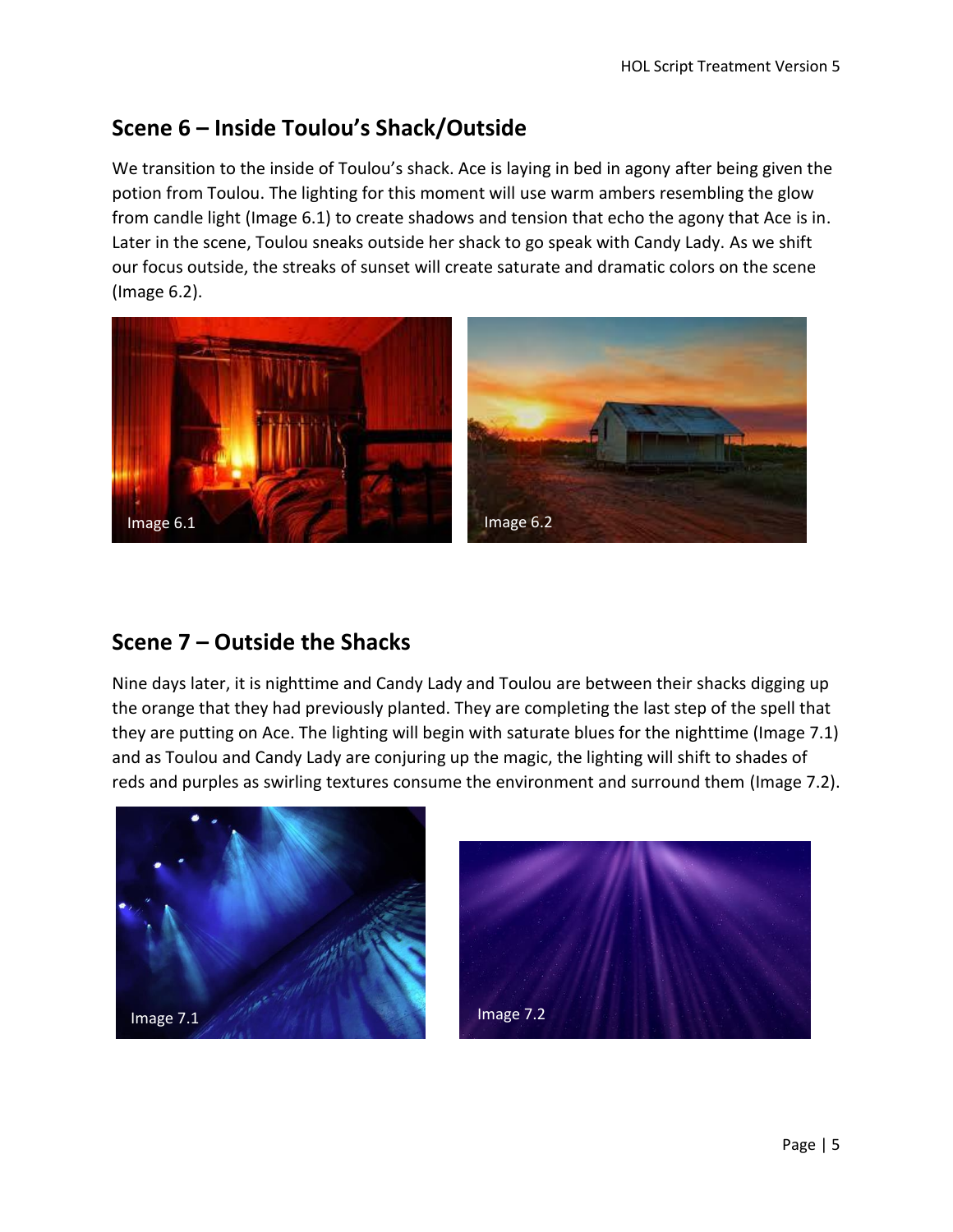## Scene 6 – Inside Toulou's Shack/Outside

We transition to the inside of Toulou's shack. Ace is laying in bed in agony after being given the potion from Toulou. The lighting for this moment will use warm ambers resembling the glow from candle light (Image 6.1) to create shadows and tension that echo the agony that Ace is in. Later in the scene, Toulou sneaks outside her shack to go speak with Candy Lady. As we shift our focus outside, the streaks of sunset will create saturate and dramatic colors on the scene (Image 6.2).

Image 6.1

Image 6.2

## Scene 7 – Outside the Shacks

Nine days later, it is nighttime and Candy Lady and Toulou are between their shacks digging up the orange that they had previously planted. They are completing the last step of the spell that they are putting on Ace. The lighting will begin with saturate blues for the nighttime (Image 7.1) and as Toulou and Candy Lady are conjuring up the magic, the lighting will shift to shades of reds and purples as swirling textures consume the environment and surround them (Image 7.2).

Image 7.1

Image 7.2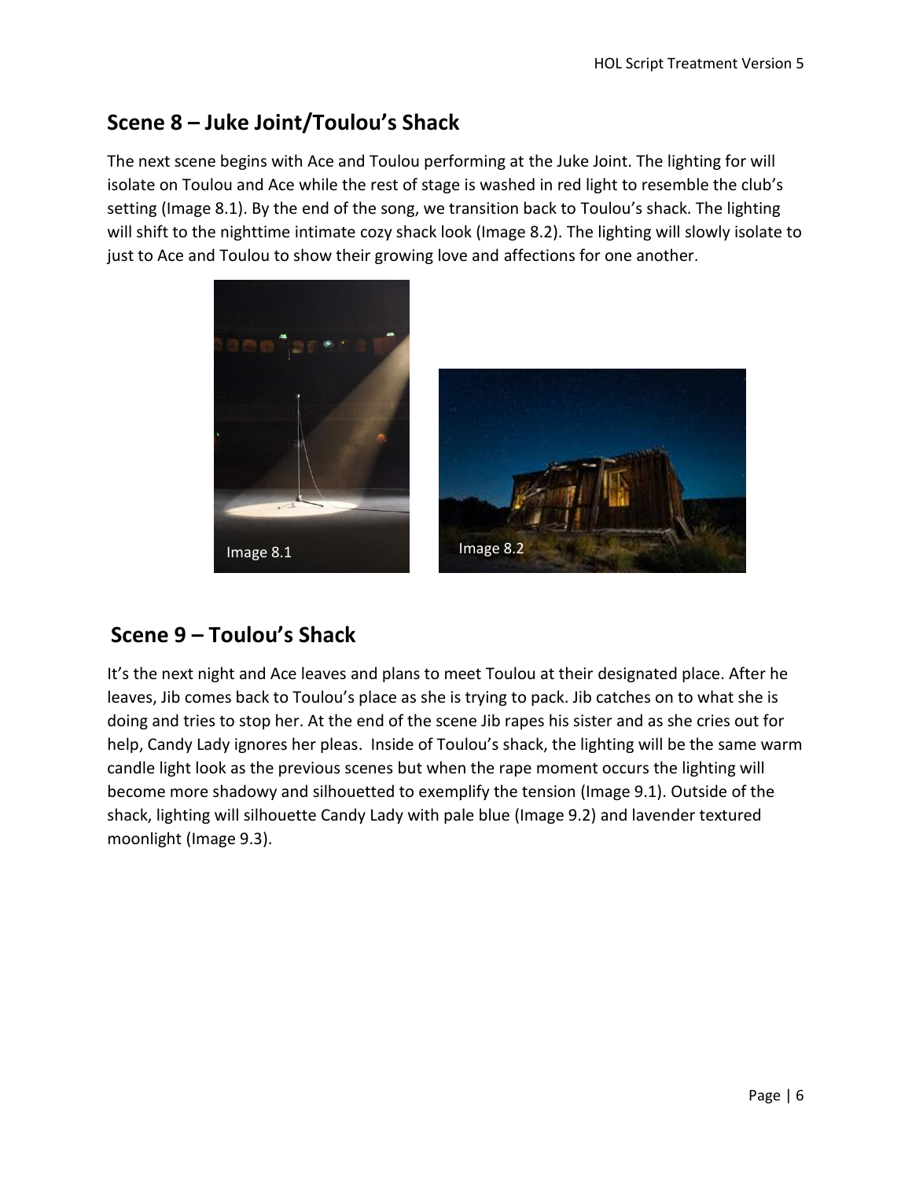## Scene 8 – Juke Joint/Toulou's Shack

The next scene begins with Ace and Toulou performing at the Juke Joint. The lighting for will isolate on Toulou and Ace while the rest of stage is washed in red light to resemble the club's setting (Image 8.1). By the end of the song, we transition back to Toulou's shack. The lighting will shift to the nighttime intimate cozy shack look (Image 8.2). The lighting will slowly isolate to just to Ace and Toulou to show their growing love and affections for one another.

Image 8.1

Image 8.2

## Scene 9 – Toulou's Shack

It's the next night and Ace leaves and plans to meet Toulou at their designated place. After he leaves, Jib comes back to Toulou's place as she is trying to pack. Jib catches on to what she is doing and tries to stop her. At the end of the scene Jib rapes his sister and as she cries out for help, Candy Lady ignores her pleas. Inside of Toulou's shack, the lighting will be the same warm candle light look as the previous scenes but when the rape moment occurs the lighting will become more shadowy and silhouetted to exemplify the tension (Image 9.1). Outside of the shack, lighting will silhouette Candy Lady with pale blue (Image 9.2) and lavender textured moonlight (Image 9.3).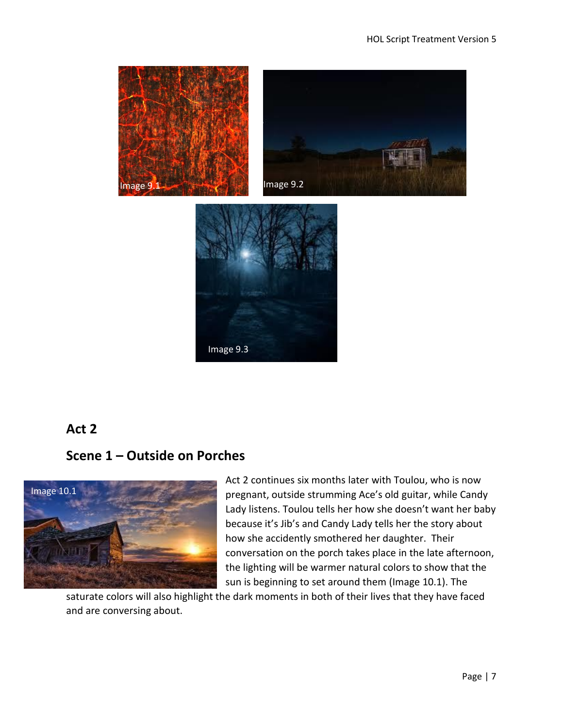## Act 2

### Scene 1 – Outside on Porches

Act 2 continues six months later with Toulou, who is now pregnant, outside strumming Ace's old guitar, while Candy Lady listens. Toulou tells her how she doesn't want her baby because it's Jib's and Candy Lady tells her the story about how she accidently smothered her daughter. Their conversation on the porch takes place in the late afternoon, the lighting will be warmer natural colors to show that the sun is beginning to set around them (Image 10.1). The saturate colors will also highlight the dark moments in both of their lives that they have faced and are conversing about.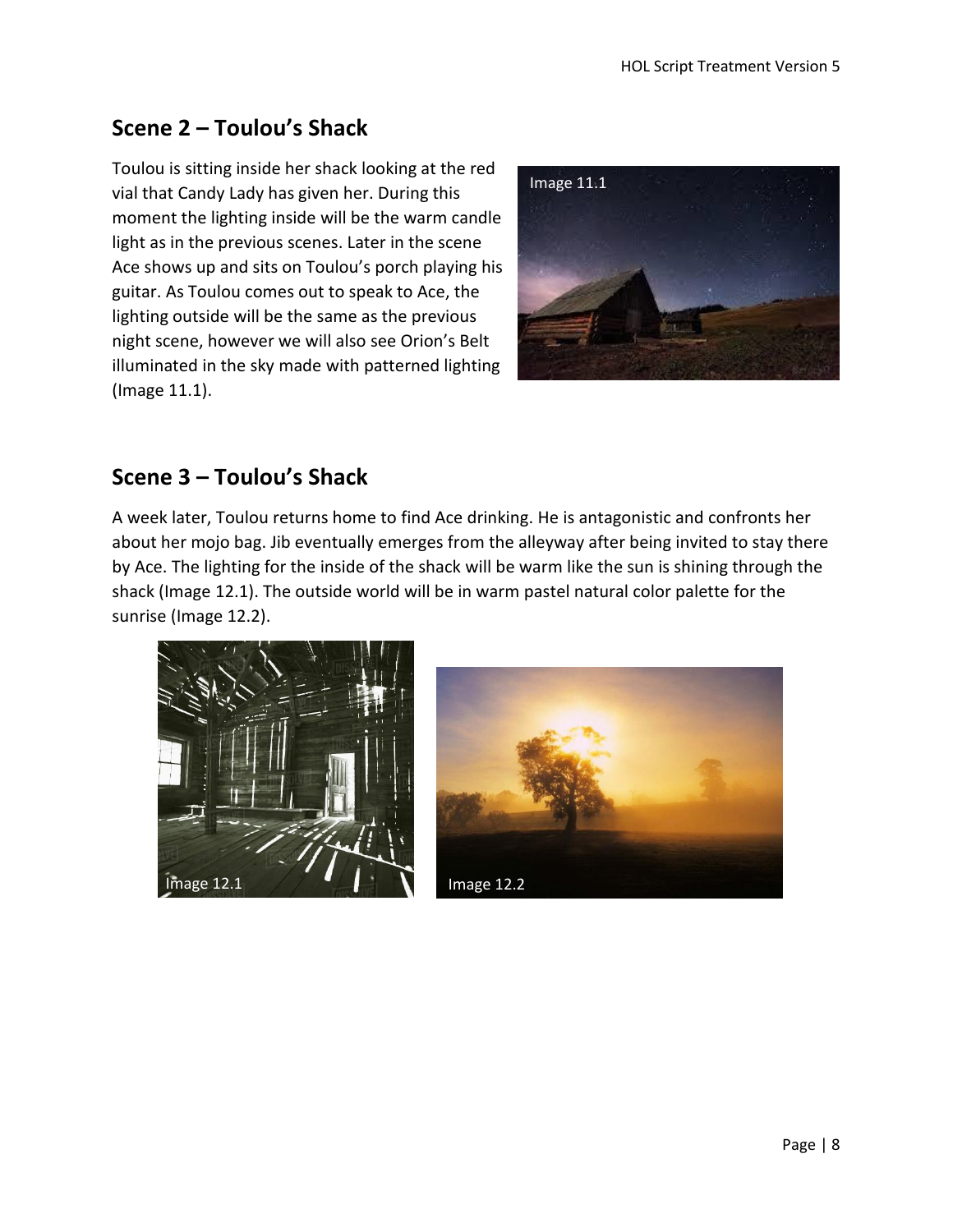## Scene 2 – Toulou's Shack

Toulou is sitting inside her shack looking at the red vial that Candy Lady has given her. During this moment the lighting inside will be the warm candle light as in the previous scenes. Later in the scene Ace shows up and sits on Toulou's porch playing his guitar. As Toulou comes out to speak to Ace, the lighting outside will be the same as the previous night scene, however we will also see Orion's Belt illuminated in the sky made with patterned lighting (Image 11.1).

Image 11.1

## Scene 3 – Toulou's Shack

A week later, Toulou returns home to find Ace drinking. He is antagonistic and confronts her about her mojo bag. Jib eventually emerges from the alleyway after being invited to stay there by Ace. The lighting for the inside of the shack will be warm like the sun is shining through the shack (Image 12.1). The outside world will be in warm pastel natural color palette for the sunrise (Image 12.2).

Image 12.1

Image 12.2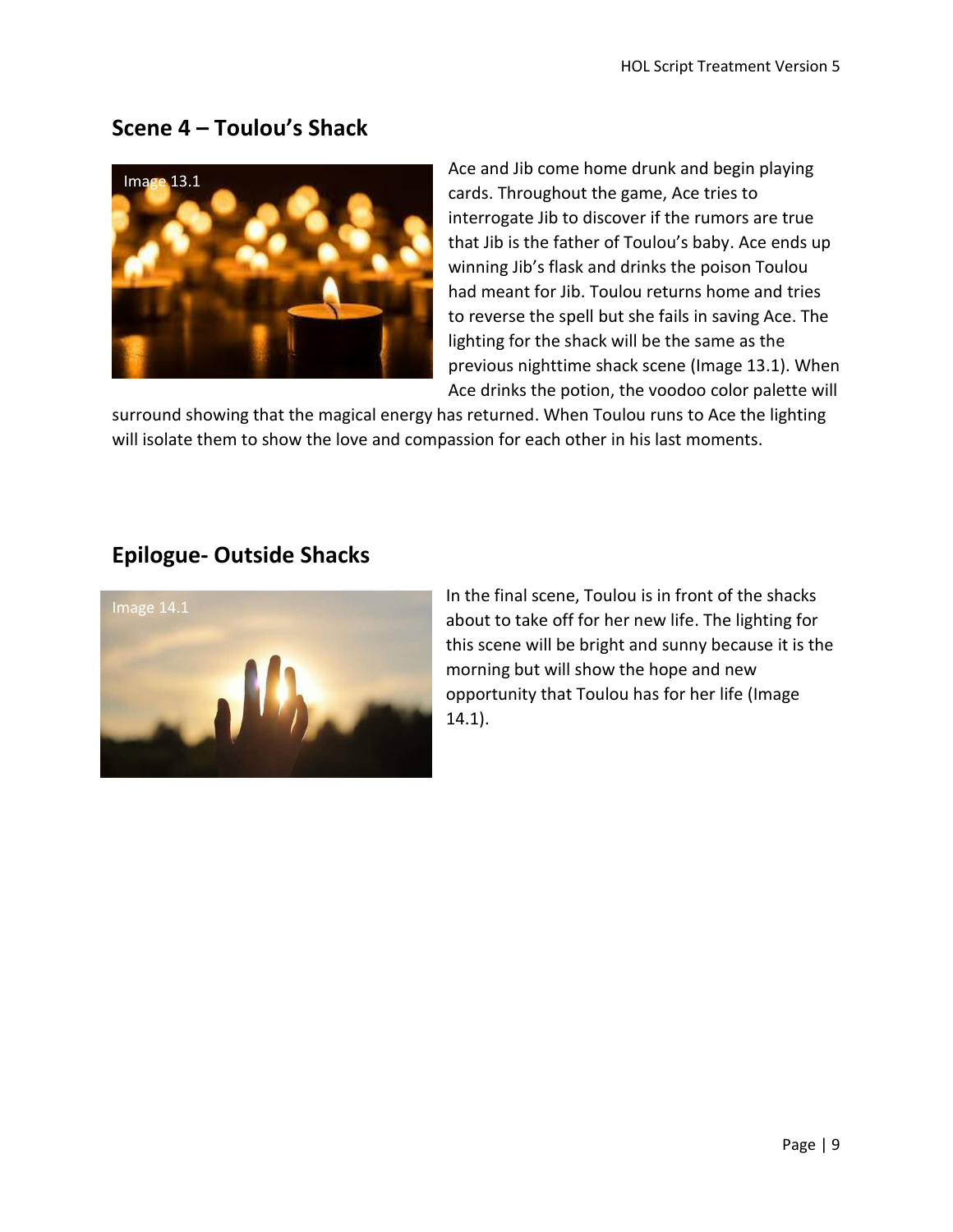## Scene 4 – Toulou's Shack

Image 13.1

Ace and Jib come home drunk and begin playing cards. Throughout the game, Ace tries to interrogate Jib to discover if the rumors are true that Jib is the father of Toulou's baby. Ace ends up winning Jib's flask and drinks the poison Toulou had meant for Jib. Toulou returns home and tries to reverse the spell but she fails in saving Ace. The lighting for the shack will be the same as the previous nighttime shack scene (Image 13.1). When Ace drinks the potion, the voodoo color palette will surround showing that the magical energy has returned. When Toulou runs to Ace the lighting will isolate them to show the love and compassion for each other in his last moments.

## Epilogue- Outside Shacks

Image 14.1

In the final scene, Toulou is in front of the shacks about to take off for her new life. The lighting for this scene will be bright and sunny because it is the morning but will show the hope and new opportunity that Toulou has for her life (Image 14.1).